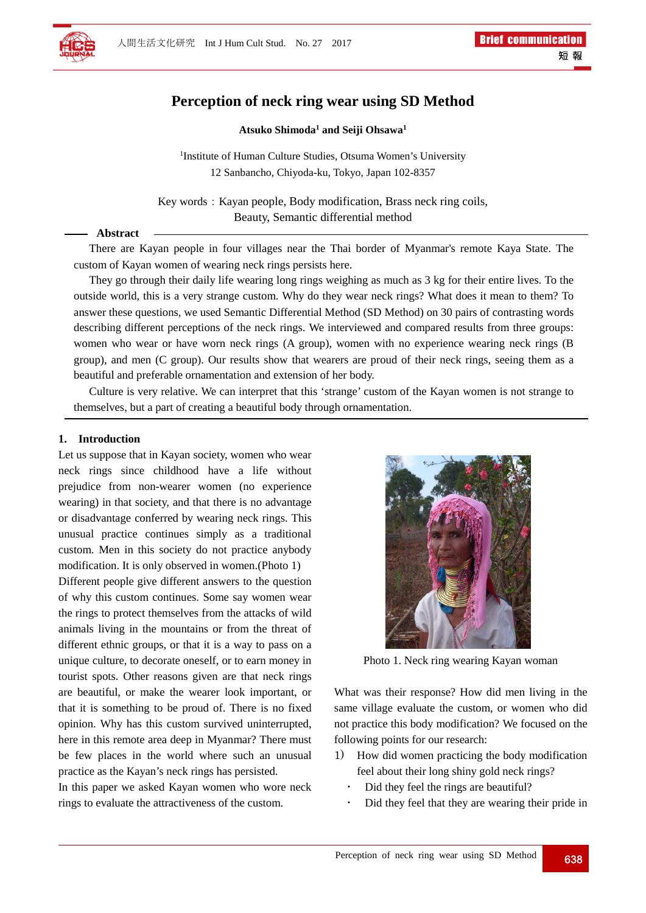# Perception of neck ring wear using SD Method

**Atsuko Shimoda[1] and Seiji Ohsawa[1]**

[1]Institute of Human Culture Studies, Otsuma Women's University
12 Sanbancho, Chiyoda-ku, Tokyo, Japan 102-8357

Key words：Kayan people, Body modification, Brass neck ring coils, Beauty, Semantic differential method

## Abstract

There are Kayan people in four villages near the Thai border of Myanmar's remote Kaya State. The custom of Kayan women of wearing neck rings persists here.

They go through their daily life wearing long rings weighing as much as 3 kg for their entire lives. To the outside world, this is a very strange custom. Why do they wear neck rings? What does it mean to them? To answer these questions, we used Semantic Differential Method (SD Method) on 30 pairs of contrasting words describing different perceptions of the neck rings. We interviewed and compared results from three groups: women who wear or have worn neck rings (A group), women with no experience wearing neck rings (B group), and men (C group). Our results show that wearers are proud of their neck rings, seeing them as a beautiful and preferable ornamentation and extension of her body.

Culture is very relative. We can interpret that this 'strange' custom of the Kayan women is not strange to themselves, but a part of creating a beautiful body through ornamentation.

## 1. Introduction

Let us suppose that in Kayan society, women who wear neck rings since childhood have a life without prejudice from non-wearer women (no experience wearing) in that society, and that there is no advantage or disadvantage conferred by wearing neck rings. This unusual practice continues simply as a traditional custom. Men in this society do not practice anybody modification. It is only observed in women.(Photo 1)

Different people give different answers to the question of why this custom continues. Some say women wear the rings to protect themselves from the attacks of wild animals living in the mountains or from the threat of different ethnic groups, or that it is a way to pass on a unique culture, to decorate oneself, or to earn money in tourist spots. Other reasons given are that neck rings are beautiful, or make the wearer look important, or that it is something to be proud of. There is no fixed opinion. Why has this custom survived uninterrupted, here in this remote area deep in Myanmar? There must be few places in the world where such an unusual practice as the Kayan's neck rings has persisted.

In this paper we asked Kayan women who wore neck rings to evaluate the attractiveness of the custom.

Photo 1. Neck ring wearing Kayan woman

What was their response? How did men living in the same village evaluate the custom, or women who did not practice this body modification? We focused on the following points for our research:

1) How did women practicing the body modification feel about their long shiny gold neck rings?
   - Did they feel the rings are beautiful?
   - Did they feel that they are wearing their pride in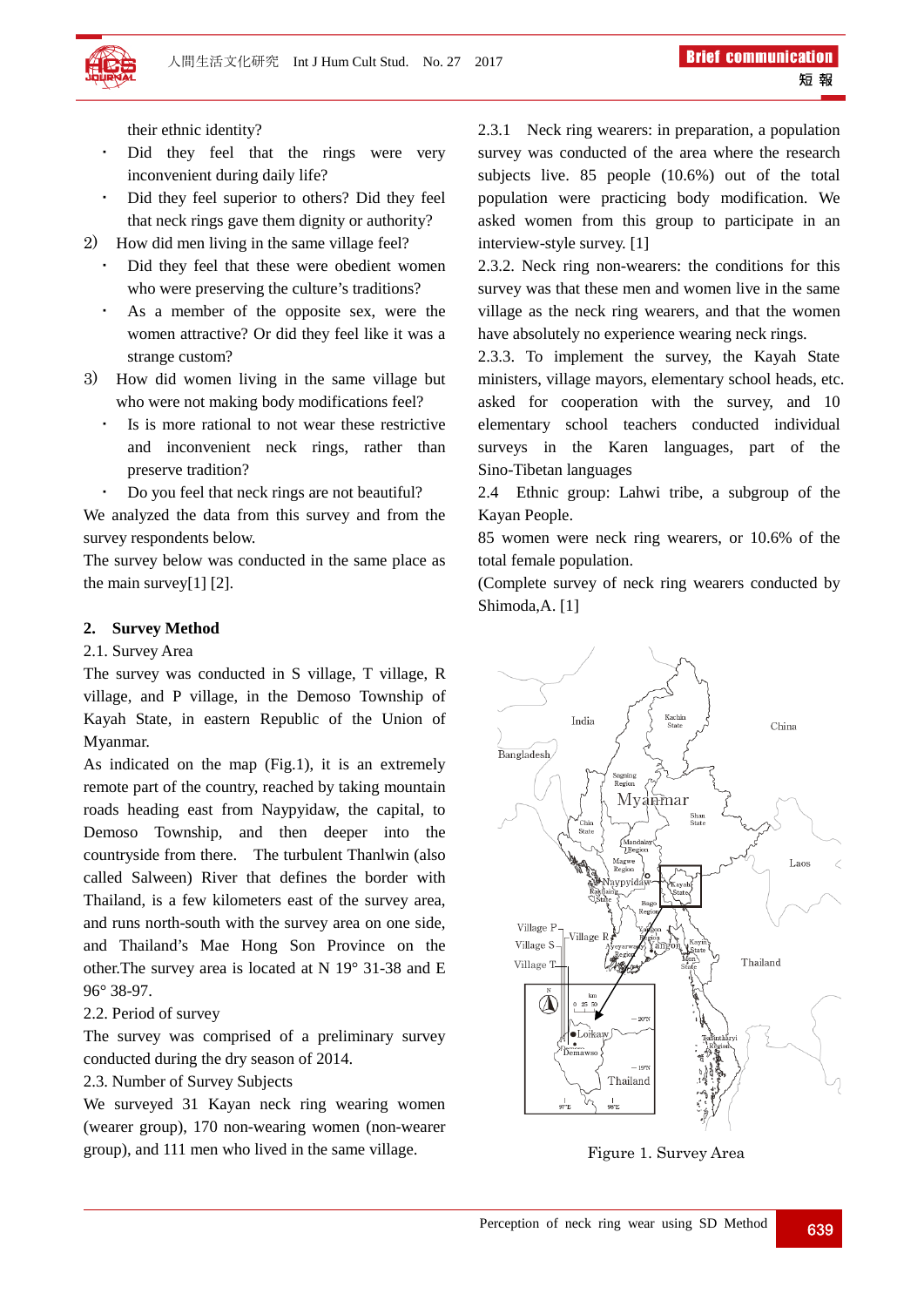their ethnic identity?

- Did they feel that the rings were very inconvenient during daily life?
- Did they feel superior to others? Did they feel that neck rings gave them dignity or authority?

2) How did men living in the same village feel?

- Did they feel that these were obedient women who were preserving the culture's traditions?
- As a member of the opposite sex, were the women attractive? Or did they feel like it was a strange custom?

3) How did women living in the same village but who were not making body modifications feel?

- Is is more rational to not wear these restrictive and inconvenient neck rings, rather than preserve tradition?
- Do you feel that neck rings are not beautiful?

We analyzed the data from this survey and from the survey respondents below.

The survey below was conducted in the same place as the main survey[1] [2].

## 2. Survey Method

2.1. Survey Area

The survey was conducted in S village, T village, R village, and P village, in the Demoso Township of Kayah State, in eastern Republic of the Union of Myanmar.

As indicated on the map (Fig.1), it is an extremely remote part of the country, reached by taking mountain roads heading east from Naypyidaw, the capital, to Demoso Township, and then deeper into the countryside from there. The turbulent Thanlwin (also called Salween) River that defines the border with Thailand, is a few kilometers east of the survey area, and runs north-south with the survey area on one side, and Thailand's Mae Hong Son Province on the other.The survey area is located at N 19° 31-38 and E 96° 38-97.

2.2. Period of survey

The survey was comprised of a preliminary survey conducted during the dry season of 2014.

2.3. Number of Survey Subjects

We surveyed 31 Kayan neck ring wearing women (wearer group), 170 non-wearing women (non-wearer group), and 111 men who lived in the same village.

2.3.1 Neck ring wearers: in preparation, a population survey was conducted of the area where the research subjects live. 85 people (10.6%) out of the total population were practicing body modification. We asked women from this group to participate in an interview-style survey. [1]

2.3.2. Neck ring non-wearers: the conditions for this survey was that these men and women live in the same village as the neck ring wearers, and that the women have absolutely no experience wearing neck rings.

2.3.3. To implement the survey, the Kayah State ministers, village mayors, elementary school heads, etc. asked for cooperation with the survey, and 10 elementary school teachers conducted individual surveys in the Karen languages, part of the Sino-Tibetan languages

2.4 Ethnic group: Lahwi tribe, a subgroup of the Kayan People.

85 women were neck ring wearers, or 10.6% of the total female population.

(Complete survey of neck ring wearers conducted by Shimoda,A. [1]

Figure 1. Survey Area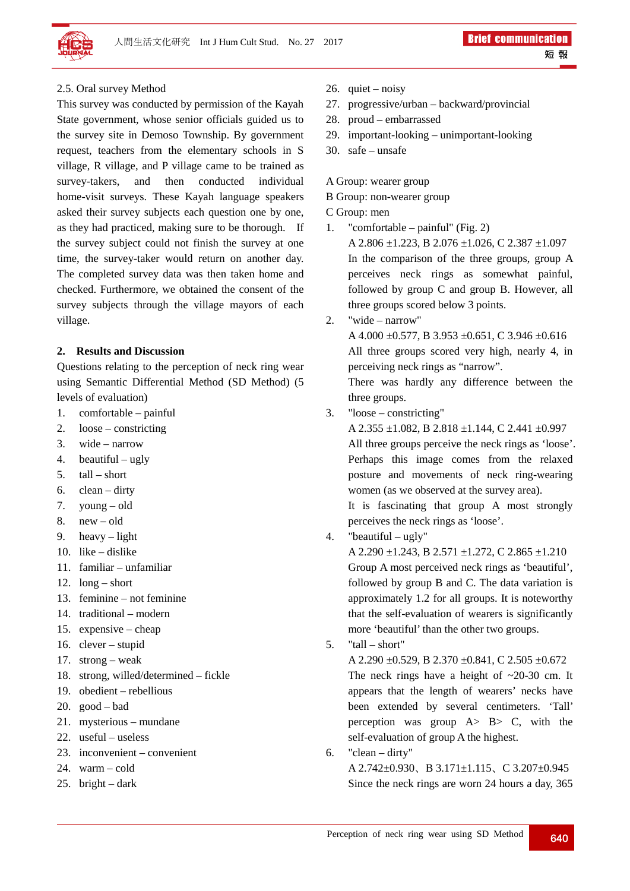2.5. Oral survey Method

This survey was conducted by permission of the Kayah State government, whose senior officials guided us to the survey site in Demoso Township. By government request, teachers from the elementary schools in S village, R village, and P village came to be trained as survey-takers, and then conducted individual home-visit surveys. These Kayah language speakers asked their survey subjects each question one by one, as they had practiced, making sure to be thorough. If the survey subject could not finish the survey at one time, the survey-taker would return on another day. The completed survey data was then taken home and checked. Furthermore, we obtained the consent of the survey subjects through the village mayors of each village.

## 2. Results and Discussion

Questions relating to the perception of neck ring wear using Semantic Differential Method (SD Method) (5 levels of evaluation)

1. comfortable – painful
2. loose – constricting
3. wide – narrow
4. beautiful – ugly
5. tall – short
6. clean – dirty
7. young – old
8. new – old
9. heavy – light
10. like – dislike
11. familiar – unfamiliar
12. long – short
13. feminine – not feminine
14. traditional – modern
15. expensive – cheap
16. clever – stupid
17. strong – weak
18. strong, willed/determined – fickle
19. obedient – rebellious
20. good – bad
21. mysterious – mundane
22. useful – useless
23. inconvenient – convenient
24. warm – cold
25. bright – dark
26. quiet – noisy
27. progressive/urban – backward/provincial
28. proud – embarrassed
29. important-looking – unimportant-looking
30. safe – unsafe

A Group: wearer group
B Group: non-wearer group
C Group: men

1. "comfortable – painful" (Fig. 2)
   A 2.806 ±1.223, B 2.076 ±1.026, C 2.387 ±1.097
   In the comparison of the three groups, group A perceives neck rings as somewhat painful, followed by group C and group B. However, all three groups scored below 3 points.
2. "wide – narrow"
   A 4.000 ±0.577, B 3.953 ±0.651, C 3.946 ±0.616
   All three groups scored very high, nearly 4, in perceiving neck rings as "narrow".
   There was hardly any difference between the three groups.
3. "loose – constricting"
   A 2.355 ±1.082, B 2.818 ±1.144, C 2.441 ±0.997
   All three groups perceive the neck rings as 'loose'. Perhaps this image comes from the relaxed posture and movements of neck ring-wearing women (as we observed at the survey area).
   It is fascinating that group A most strongly perceives the neck rings as 'loose'.
4. "beautiful – ugly"
   A 2.290 ±1.243, B 2.571 ±1.272, C 2.865 ±1.210
   Group A most perceived neck rings as 'beautiful', followed by group B and C. The data variation is approximately 1.2 for all groups. It is noteworthy that the self-evaluation of wearers is significantly more 'beautiful' than the other two groups.
5. "tall – short"
   A 2.290 ±0.529, B 2.370 ±0.841, C 2.505 ±0.672
   The neck rings have a height of ~20-30 cm. It appears that the length of wearers' necks have been extended by several centimeters. 'Tall' perception was group A> B> C, with the self-evaluation of group A the highest.
6. "clean – dirty"
   A 2.742±0.930、B 3.171±1.115、C 3.207±0.945
   Since the neck rings are worn 24 hours a day, 365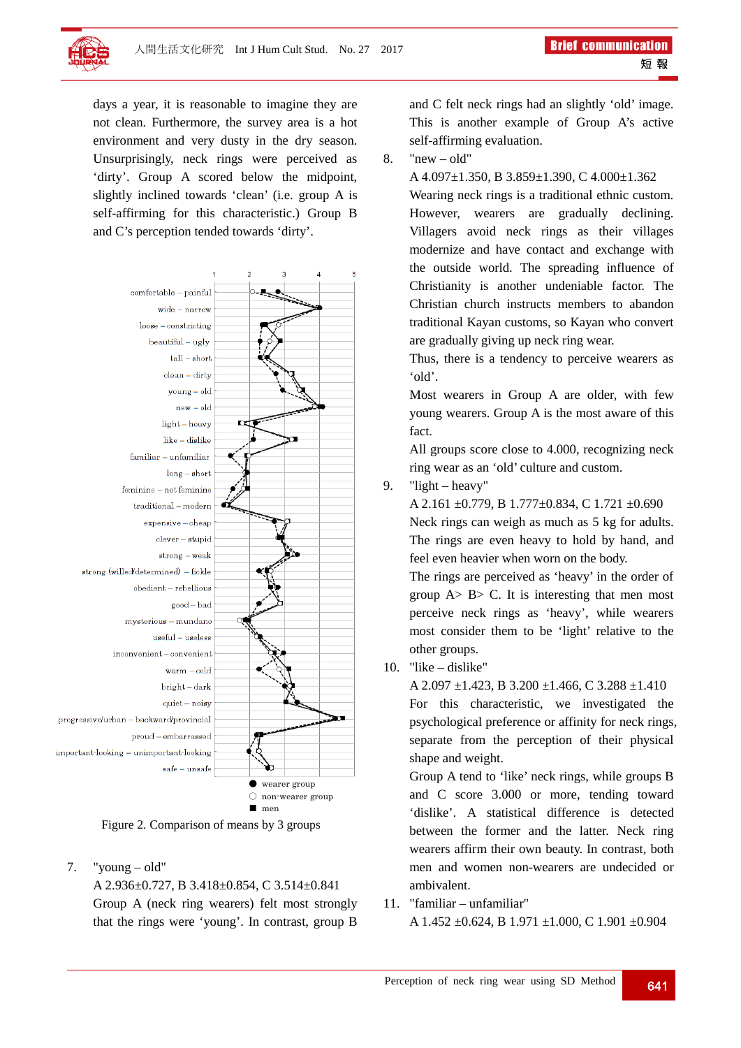days a year, it is reasonable to imagine they are not clean. Furthermore, the survey area is a hot environment and very dusty in the dry season. Unsurprisingly, neck rings were perceived as 'dirty'. Group A scored below the midpoint, slightly inclined towards 'clean' (i.e. group A is self-affirming for this characteristic.) Group B and C's perception tended towards 'dirty'.

Figure 2. Comparison of means by 3 groups

7. "young – old"

   A 2.936±0.727, B 3.418±0.854, C 3.514±0.841

   Group A (neck ring wearers) felt most strongly that the rings were 'young'. In contrast, group B and C felt neck rings had an slightly 'old' image. This is another example of Group A's active self-affirming evaluation.

8. "new – old"

   A 4.097±1.350, B 3.859±1.390, C 4.000±1.362

   Wearing neck rings is a traditional ethnic custom. However, wearers are gradually declining. Villagers avoid neck rings as their villages modernize and have contact and exchange with the outside world. The spreading influence of Christianity is another undeniable factor. The Christian church instructs members to abandon traditional Kayan customs, so Kayan who convert are gradually giving up neck ring wear.

   Thus, there is a tendency to perceive wearers as 'old'.

   Most wearers in Group A are older, with few young wearers. Group A is the most aware of this fact.

   All groups score close to 4.000, recognizing neck ring wear as an 'old' culture and custom.

9. "light – heavy"

   A 2.161 ±0.779, B 1.777±0.834, C 1.721 ±0.690

   Neck rings can weigh as much as 5 kg for adults. The rings are even heavy to hold by hand, and feel even heavier when worn on the body.

   The rings are perceived as 'heavy' in the order of group A> B> C. It is interesting that men most perceive neck rings as 'heavy', while wearers most consider them to be 'light' relative to the other groups.

10. "like – dislike"

    A 2.097 ±1.423, B 3.200 ±1.466, C 3.288 ±1.410

    For this characteristic, we investigated the psychological preference or affinity for neck rings, separate from the perception of their physical shape and weight.

    Group A tend to 'like' neck rings, while groups B and C score 3.000 or more, tending toward 'dislike'. A statistical difference is detected between the former and the latter. Neck ring wearers affirm their own beauty. In contrast, both men and women non-wearers are undecided or ambivalent.

11. "familiar – unfamiliar"

    A 1.452 ±0.624, B 1.971 ±1.000, C 1.901 ±0.904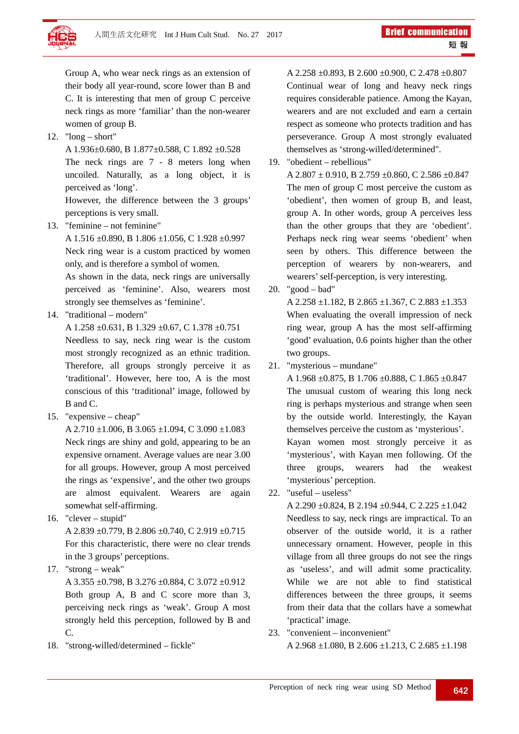Group A, who wear neck rings as an extension of their body all year-round, score lower than B and C. It is interesting that men of group C perceive neck rings as more 'familiar' than the non-wearer women of group B.

12. "long – short"

    A 1.936±0.680, B 1.877±0.588, C 1.892 ±0.528

    The neck rings are 7 - 8 meters long when uncoiled. Naturally, as a long object, it is perceived as 'long'.

    However, the difference between the 3 groups' perceptions is very small.

13. "feminine – not feminine"

    A 1.516 ±0.890, B 1.806 ±1.056, C 1.928 ±0.997

    Neck ring wear is a custom practiced by women only, and is therefore a symbol of women.

    As shown in the data, neck rings are universally perceived as 'feminine'. Also, wearers most strongly see themselves as 'feminine'.

14. "traditional – modern"

    A 1.258 ±0.631, B 1.329 ±0.67, C 1.378 ±0.751

    Needless to say, neck ring wear is the custom most strongly recognized as an ethnic tradition. Therefore, all groups strongly perceive it as 'traditional'. However, here too, A is the most conscious of this 'traditional' image, followed by B and C.

15. "expensive – cheap"

    A 2.710 ±1.006, B 3.065 ±1.094, C 3.090 ±1.083

    Neck rings are shiny and gold, appearing to be an expensive ornament. Average values are near 3.00 for all groups. However, group A most perceived the rings as 'expensive', and the other two groups are almost equivalent. Wearers are again somewhat self-affirming.

16. "clever – stupid"

    A 2.839 ±0.779, B 2.806 ±0.740, C 2.919 ±0.715

    For this characteristic, there were no clear trends in the 3 groups' perceptions.

17. "strong – weak"

    A 3.355 ±0.798, B 3.276 ±0.884, C 3.072 ±0.912

    Both group A, B and C score more than 3, perceiving neck rings as 'weak'. Group A most strongly held this perception, followed by B and C.

18. "strong-willed/determined – fickle"

    A 2.258 ±0.893, B 2.600 ±0.900, C 2.478 ±0.807

    Continual wear of long and heavy neck rings requires considerable patience. Among the Kayan, wearers and are not excluded and earn a certain respect as someone who protects tradition and has perseverance. Group A most strongly evaluated themselves as 'strong-willed/determined".

19. "obedient – rebellious"

    A 2.807 ± 0.910, B 2.759 ±0.860, C 2.586 ±0.847

    The men of group C most perceive the custom as 'obedient', then women of group B, and least, group A. In other words, group A perceives less than the other groups that they are 'obedient'. Perhaps neck ring wear seems 'obedient' when seen by others. This difference between the perception of wearers by non-wearers, and wearers' self-perception, is very interesting.

20. "good – bad"

    A 2.258 ±1.182, B 2.865 ±1.367, C 2.883 ±1.353

    When evaluating the overall impression of neck ring wear, group A has the most self-affirming 'good' evaluation, 0.6 points higher than the other two groups.

21. "mysterious – mundane"

    A 1.968 ±0.875, B 1.706 ±0.888, C 1.865 ±0.847

    The unusual custom of wearing this long neck ring is perhaps mysterious and strange when seen by the outside world. Interestingly, the Kayan themselves perceive the custom as 'mysterious'. Kayan women most strongly perceive it as 'mysterious', with Kayan men following. Of the three groups, wearers had the weakest 'mysterious' perception.

22. "useful – useless"

    A 2.290 ±0.824, B 2.194 ±0.944, C 2.225 ±1.042

    Needless to say, neck rings are impractical. To an observer of the outside world, it is a rather unnecessary ornament. However, people in this village from all three groups do not see the rings as 'useless', and will admit some practicality. While we are not able to find statistical differences between the three groups, it seems from their data that the collars have a somewhat 'practical' image.

23. "convenient – inconvenient"

    A 2.968 ±1.080, B 2.606 ±1.213, C 2.685 ±1.198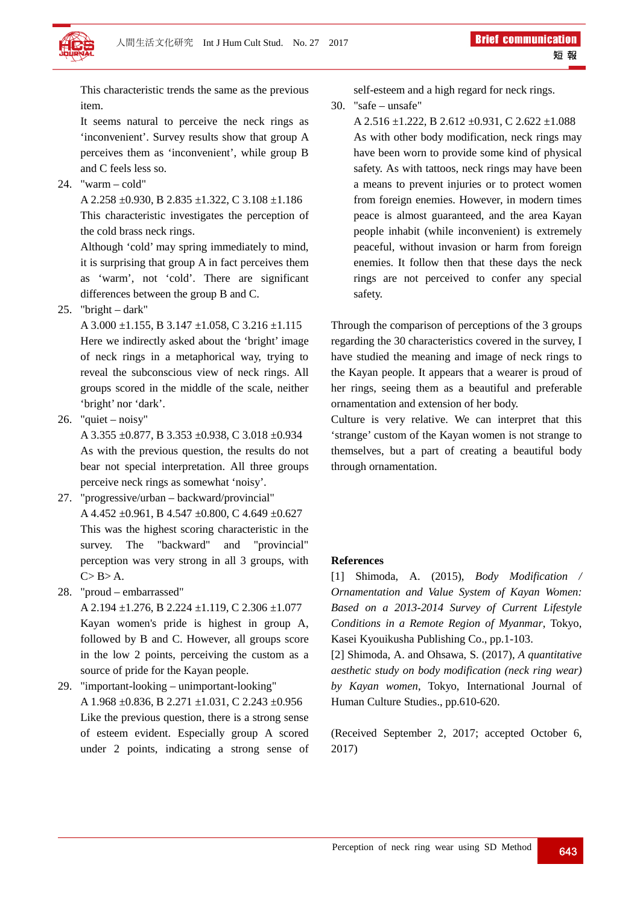This characteristic trends the same as the previous item.

It seems natural to perceive the neck rings as 'inconvenient'. Survey results show that group A perceives them as 'inconvenient', while group B and C feels less so.

24. "warm – cold"
   A 2.258 ±0.930, B 2.835 ±1.322, C 3.108 ±1.186
   This characteristic investigates the perception of the cold brass neck rings.
   Although 'cold' may spring immediately to mind, it is surprising that group A in fact perceives them as 'warm', not 'cold'. There are significant differences between the group B and C.
25. "bright – dark"
   A 3.000 ±1.155, B 3.147 ±1.058, C 3.216 ±1.115
   Here we indirectly asked about the 'bright' image of neck rings in a metaphorical way, trying to reveal the subconscious view of neck rings. All groups scored in the middle of the scale, neither 'bright' nor 'dark'.
26. "quiet – noisy"
   A 3.355 ±0.877, B 3.353 ±0.938, C 3.018 ±0.934
   As with the previous question, the results do not bear not special interpretation. All three groups perceive neck rings as somewhat 'noisy'.
27. "progressive/urban – backward/provincial"
   A 4.452 ±0.961, B 4.547 ±0.800, C 4.649 ±0.627
   This was the highest scoring characteristic in the survey. The "backward" and "provincial" perception was very strong in all 3 groups, with C> B> A.
28. "proud – embarrassed"
   A 2.194 ±1.276, B 2.224 ±1.119, C 2.306 ±1.077
   Kayan women's pride is highest in group A, followed by B and C. However, all groups score in the low 2 points, perceiving the custom as a source of pride for the Kayan people.
29. "important-looking – unimportant-looking"
   A 1.968 ±0.836, B 2.271 ±1.031, C 2.243 ±0.956
   Like the previous question, there is a strong sense of esteem evident. Especially group A scored under 2 points, indicating a strong sense of self-esteem and a high regard for neck rings.
30. "safe – unsafe"
   A 2.516 ±1.222, B 2.612 ±0.931, C 2.622 ±1.088
   As with other body modification, neck rings may have been worn to provide some kind of physical safety. As with tattoos, neck rings may have been a means to prevent injuries or to protect women from foreign enemies. However, in modern times peace is almost guaranteed, and the area Kayan people inhabit (while inconvenient) is extremely peaceful, without invasion or harm from foreign enemies. It follow then that these days the neck rings are not perceived to confer any special safety.

Through the comparison of perceptions of the 3 groups regarding the 30 characteristics covered in the survey, I have studied the meaning and image of neck rings to the Kayan people. It appears that a wearer is proud of her rings, seeing them as a beautiful and preferable ornamentation and extension of her body.

Culture is very relative. We can interpret that this 'strange' custom of the Kayan women is not strange to themselves, but a part of creating a beautiful body through ornamentation.

## References

[1] Shimoda, A. (2015), *Body Modification / Ornamentation and Value System of Kayan Women: Based on a 2013-2014 Survey of Current Lifestyle Conditions in a Remote Region of Myanmar*, Tokyo, Kasei Kyouikusha Publishing Co., pp.1-103.

[2] Shimoda, A. and Ohsawa, S. (2017), *A quantitative aesthetic study on body modification (neck ring wear) by Kayan women*, Tokyo, International Journal of Human Culture Studies., pp.610-620.

(Received September 2, 2017; accepted October 6, 2017)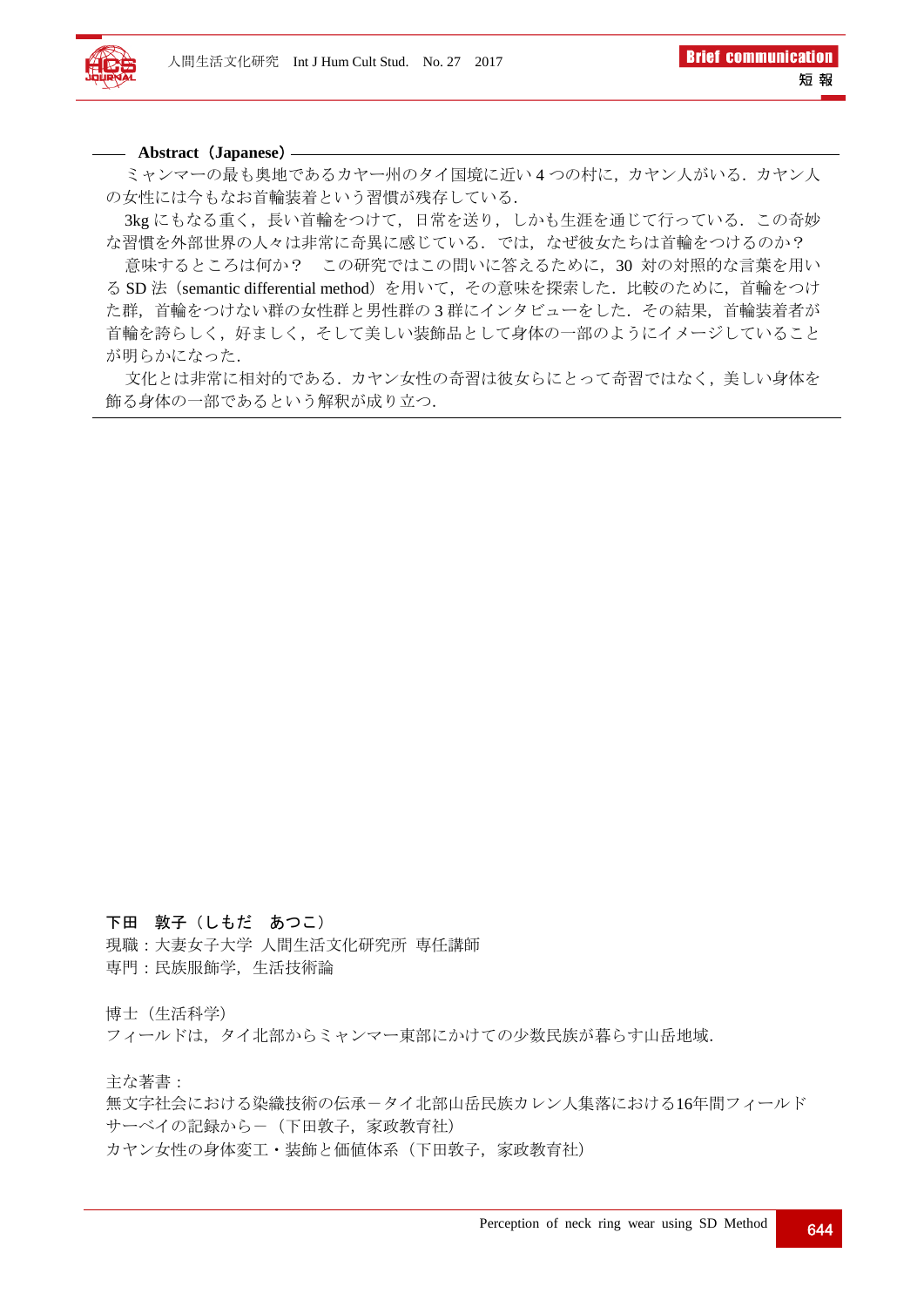## Abstract（Japanese）

ミャンマーの最も奥地であるカヤー州のタイ国境に近い 4 つの村に，カヤン人がいる．カヤン人の女性には今もなお首輪装着という習慣が残存している．

3kg にもなる重く，長い首輪をつけて，日常を送り，しかも生涯を通じて行っている．この奇妙な習慣を外部世界の人々は非常に奇異に感じている．では，なぜ彼女たちは首輪をつけるのか？

意味するところは何か？　この研究ではこの問いに答えるために，30 対の対照的な言葉を用いる SD 法（semantic differential method）を用いて，その意味を探索した．比較のために，首輪をつけた群，首輪をつけない群の女性群と男性群の 3 群にインタビューをした．その結果，首輪装着者が首輪を誇らしく，好ましく，そして美しい装飾品として身体の一部のようにイメージしていることが明らかになった．

文化とは非常に相対的である．カヤン女性の奇習は彼女らにとって奇習ではなく，美しい身体を飾る身体の一部であるという解釈が成り立つ．

**下田　敦子（しもだ　あつこ）**

現職：大妻女子大学 人間生活文化研究所 専任講師

専門：民族服飾学，生活技術論

博士（生活科学）

フィールドは，タイ北部からミャンマー東部にかけての少数民族が暮らす山岳地域.

主な著書：

無文字社会における染織技術の伝承－タイ北部山岳民族カレン人集落における16年間フィールドサーベイの記録から－（下田敦子，家政教育社）

カヤン女性の身体変工・装飾と価値体系（下田敦子，家政教育社）